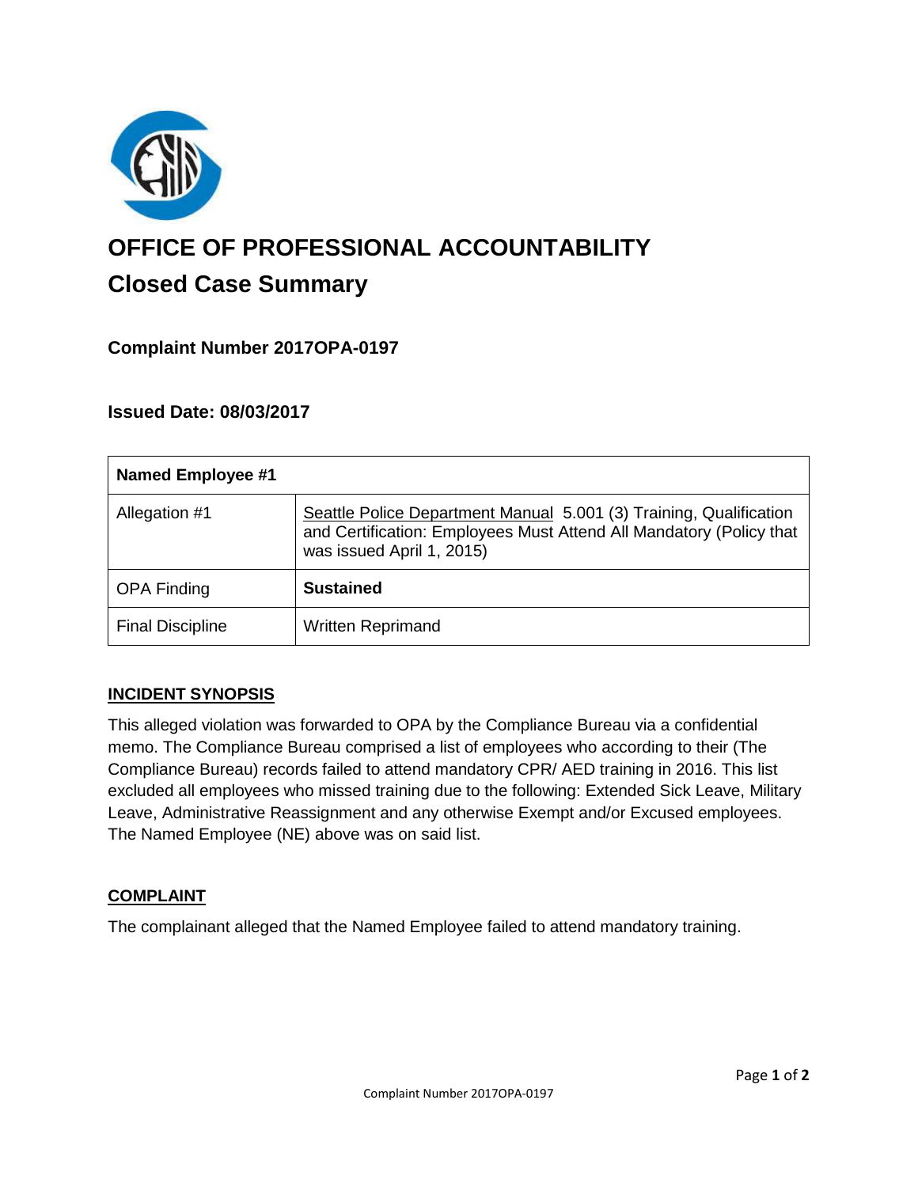# OFFICE OF PROFESSIONAL ACCOUNTABILITY

## Closed Case Summary

### Complaint Number 2017OPA-0197

### Issued Date: 08/03/2017

| Named Employee #1 | |
|---|---|
| Allegation #1 | Seattle Police Department Manual 5.001 (3) Training, Qualification and Certification: Employees Must Attend All Mandatory (Policy that was issued April 1, 2015) |
| OPA Finding | **Sustained** |
| Final Discipline | Written Reprimand |

**INCIDENT SYNOPSIS**

This alleged violation was forwarded to OPA by the Compliance Bureau via a confidential memo. The Compliance Bureau comprised a list of employees who according to their (The Compliance Bureau) records failed to attend mandatory CPR/ AED training in 2016. This list excluded all employees who missed training due to the following: Extended Sick Leave, Military Leave, Administrative Reassignment and any otherwise Exempt and/or Excused employees. The Named Employee (NE) above was on said list.

**COMPLAINT**

The complainant alleged that the Named Employee failed to attend mandatory training.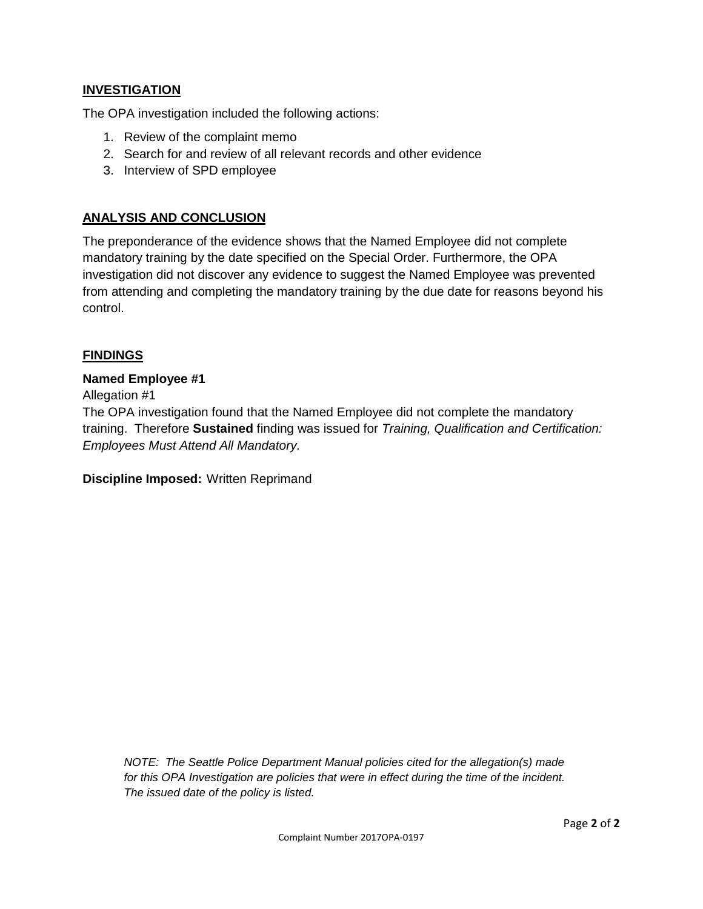## INVESTIGATION

The OPA investigation included the following actions:

1. Review of the complaint memo
2. Search for and review of all relevant records and other evidence
3. Interview of SPD employee

## ANALYSIS AND CONCLUSION

The preponderance of the evidence shows that the Named Employee did not complete mandatory training by the date specified on the Special Order. Furthermore, the OPA investigation did not discover any evidence to suggest the Named Employee was prevented from attending and completing the mandatory training by the due date for reasons beyond his control.

## FINDINGS

**Named Employee #1**

Allegation #1

The OPA investigation found that the Named Employee did not complete the mandatory training. Therefore **Sustained** finding was issued for *Training, Qualification and Certification: Employees Must Attend All Mandatory.*

**Discipline Imposed:** Written Reprimand

*NOTE: The Seattle Police Department Manual policies cited for the allegation(s) made for this OPA Investigation are policies that were in effect during the time of the incident. The issued date of the policy is listed.*

Complaint Number 2017OPA-0197